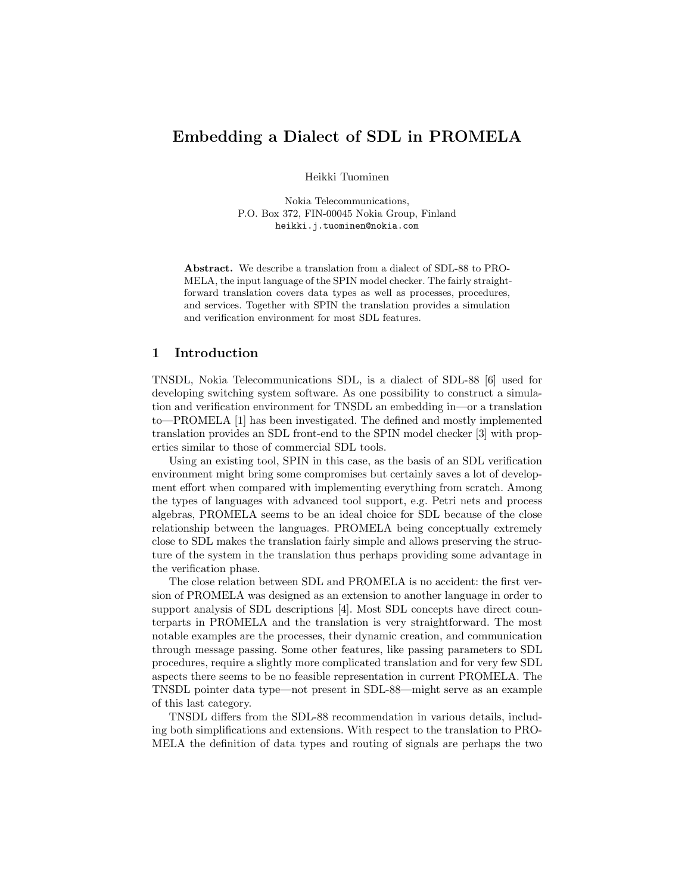# Embedding a Dialect of SDL in PROMELA

Heikki Tuominen

Nokia Telecommunications,
P.O. Box 372, FIN-00045 Nokia Group, Finland
`heikki.j.tuominen@nokia.com`

**Abstract.** We describe a translation from a dialect of SDL-88 to PROMELA, the input language of the SPIN model checker. The fairly straightforward translation covers data types as well as processes, procedures, and services. Together with SPIN the translation provides a simulation and verification environment for most SDL features.

## 1 Introduction

TNSDL, Nokia Telecommunications SDL, is a dialect of SDL-88 [6] used for developing switching system software. As one possibility to construct a simulation and verification environment for TNSDL an embedding in—or a translation to—PROMELA [1] has been investigated. The defined and mostly implemented translation provides an SDL front-end to the SPIN model checker [3] with properties similar to those of commercial SDL tools.

Using an existing tool, SPIN in this case, as the basis of an SDL verification environment might bring some compromises but certainly saves a lot of development effort when compared with implementing everything from scratch. Among the types of languages with advanced tool support, e.g. Petri nets and process algebras, PROMELA seems to be an ideal choice for SDL because of the close relationship between the languages. PROMELA being conceptually extremely close to SDL makes the translation fairly simple and allows preserving the structure of the system in the translation thus perhaps providing some advantage in the verification phase.

The close relation between SDL and PROMELA is no accident: the first version of PROMELA was designed as an extension to another language in order to support analysis of SDL descriptions [4]. Most SDL concepts have direct counterparts in PROMELA and the translation is very straightforward. The most notable examples are the processes, their dynamic creation, and communication through message passing. Some other features, like passing parameters to SDL procedures, require a slightly more complicated translation and for very few SDL aspects there seems to be no feasible representation in current PROMELA. The TNSDL pointer data type—not present in SDL-88—might serve as an example of this last category.

TNSDL differs from the SDL-88 recommendation in various details, including both simplifications and extensions. With respect to the translation to PROMELA the definition of data types and routing of signals are perhaps the two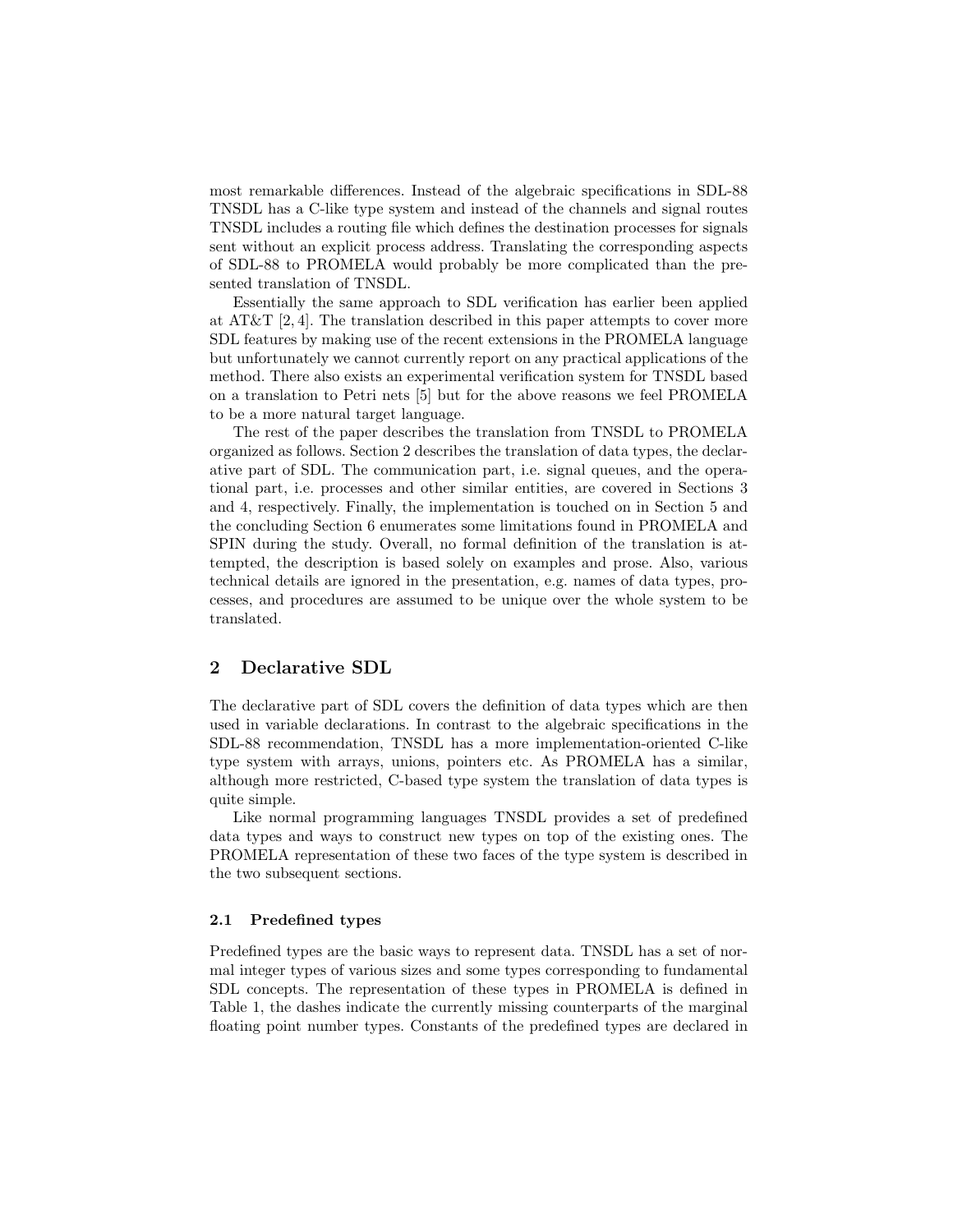most remarkable differences. Instead of the algebraic specifications in SDL-88 TNSDL has a C-like type system and instead of the channels and signal routes TNSDL includes a routing file which defines the destination processes for signals sent without an explicit process address. Translating the corresponding aspects of SDL-88 to PROMELA would probably be more complicated than the presented translation of TNSDL.

Essentially the same approach to SDL verification has earlier been applied at AT&T [2, 4]. The translation described in this paper attempts to cover more SDL features by making use of the recent extensions in the PROMELA language but unfortunately we cannot currently report on any practical applications of the method. There also exists an experimental verification system for TNSDL based on a translation to Petri nets [5] but for the above reasons we feel PROMELA to be a more natural target language.

The rest of the paper describes the translation from TNSDL to PROMELA organized as follows. Section 2 describes the translation of data types, the declarative part of SDL. The communication part, i.e. signal queues, and the operational part, i.e. processes and other similar entities, are covered in Sections 3 and 4, respectively. Finally, the implementation is touched on in Section 5 and the concluding Section 6 enumerates some limitations found in PROMELA and SPIN during the study. Overall, no formal definition of the translation is attempted, the description is based solely on examples and prose. Also, various technical details are ignored in the presentation, e.g. names of data types, processes, and procedures are assumed to be unique over the whole system to be translated.

## 2 Declarative SDL

The declarative part of SDL covers the definition of data types which are then used in variable declarations. In contrast to the algebraic specifications in the SDL-88 recommendation, TNSDL has a more implementation-oriented C-like type system with arrays, unions, pointers etc. As PROMELA has a similar, although more restricted, C-based type system the translation of data types is quite simple.

Like normal programming languages TNSDL provides a set of predefined data types and ways to construct new types on top of the existing ones. The PROMELA representation of these two faces of the type system is described in the two subsequent sections.

### 2.1 Predefined types

Predefined types are the basic ways to represent data. TNSDL has a set of normal integer types of various sizes and some types corresponding to fundamental SDL concepts. The representation of these types in PROMELA is defined in Table 1, the dashes indicate the currently missing counterparts of the marginal floating point number types. Constants of the predefined types are declared in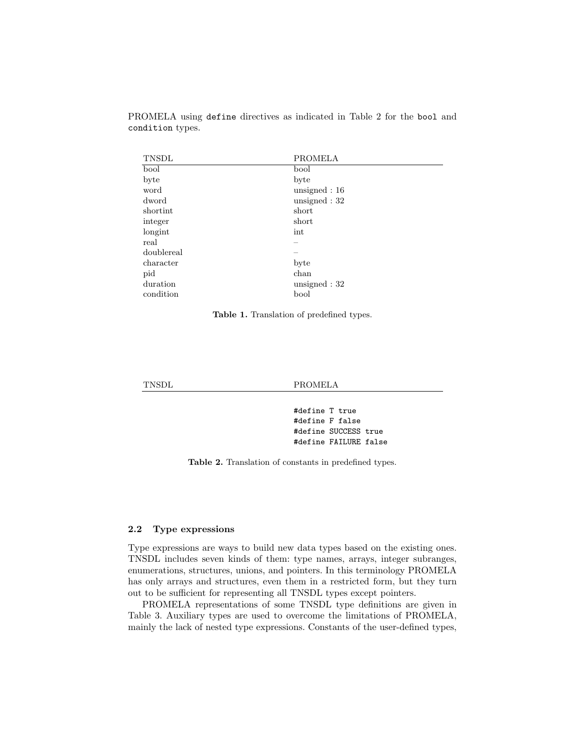PROMELA using `define` directives as indicated in Table 2 for the `bool` and `condition` types.

| TNSDL | PROMELA |
|---|---|
| bool | bool |
| byte | byte |
| word | unsigned : 16 |
| dword | unsigned : 32 |
| shortint | short |
| integer | short |
| longint | int |
| real | – |
| doublereal | – |
| character | byte |
| pid | chan |
| duration | unsigned : 32 |
| condition | bool |

**Table 1.** Translation of predefined types.

| TNSDL | PROMELA |
|---|---|
| | `#define T true`<br>`#define F false`<br>`#define SUCCESS true`<br>`#define FAILURE false` |

**Table 2.** Translation of constants in predefined types.

### 2.2 Type expressions

Type expressions are ways to build new data types based on the existing ones. TNSDL includes seven kinds of them: type names, arrays, integer subranges, enumerations, structures, unions, and pointers. In this terminology PROMELA has only arrays and structures, even them in a restricted form, but they turn out to be sufficient for representing all TNSDL types except pointers.

PROMELA representations of some TNSDL type definitions are given in Table 3. Auxiliary types are used to overcome the limitations of PROMELA, mainly the lack of nested type expressions. Constants of the user-defined types,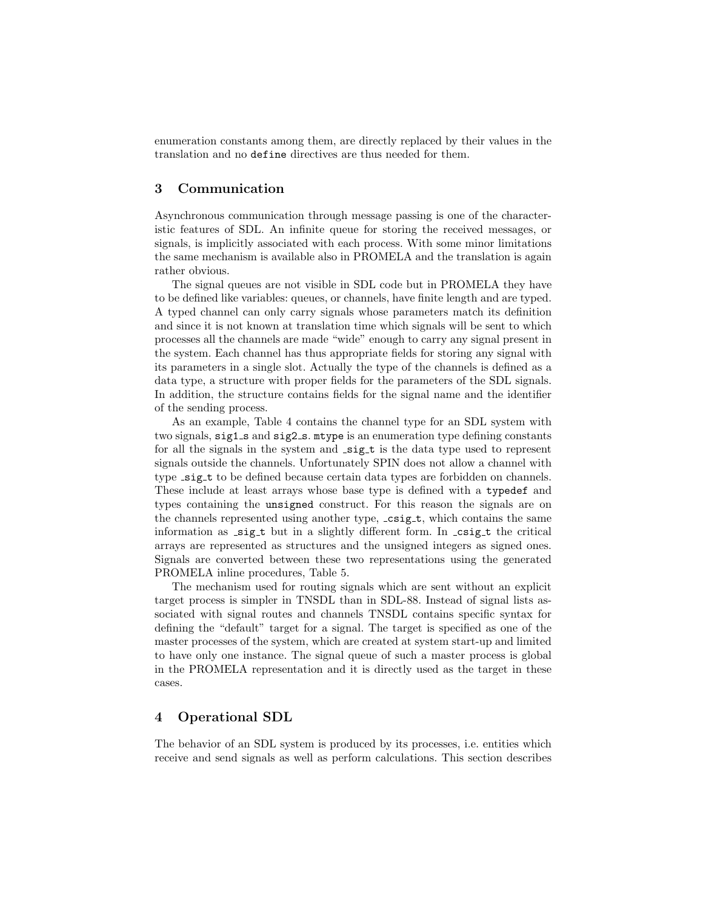enumeration constants among them, are directly replaced by their values in the translation and no `define` directives are thus needed for them.

## 3 Communication

Asynchronous communication through message passing is one of the characteristic features of SDL. An infinite queue for storing the received messages, or signals, is implicitly associated with each process. With some minor limitations the same mechanism is available also in PROMELA and the translation is again rather obvious.

The signal queues are not visible in SDL code but in PROMELA they have to be defined like variables: queues, or channels, have finite length and are typed. A typed channel can only carry signals whose parameters match its definition and since it is not known at translation time which signals will be sent to which processes all the channels are made "wide" enough to carry any signal present in the system. Each channel has thus appropriate fields for storing any signal with its parameters in a single slot. Actually the type of the channels is defined as a data type, a structure with proper fields for the parameters of the SDL signals. In addition, the structure contains fields for the signal name and the identifier of the sending process.

As an example, Table 4 contains the channel type for an SDL system with two signals, `sig1_s` and `sig2_s`. `mtype` is an enumeration type defining constants for all the signals in the system and `_sig_t` is the data type used to represent signals outside the channels. Unfortunately SPIN does not allow a channel with type `_sig_t` to be defined because certain data types are forbidden on channels. These include at least arrays whose base type is defined with a `typedef` and types containing the `unsigned` construct. For this reason the signals are on the channels represented using another type, `_csig_t`, which contains the same information as `_sig_t` but in a slightly different form. In `_csig_t` the critical arrays are represented as structures and the unsigned integers as signed ones. Signals are converted between these two representations using the generated PROMELA inline procedures, Table 5.

The mechanism used for routing signals which are sent without an explicit target process is simpler in TNSDL than in SDL-88. Instead of signal lists associated with signal routes and channels TNSDL contains specific syntax for defining the "default" target for a signal. The target is specified as one of the master processes of the system, which are created at system start-up and limited to have only one instance. The signal queue of such a master process is global in the PROMELA representation and it is directly used as the target in these cases.

## 4 Operational SDL

The behavior of an SDL system is produced by its processes, i.e. entities which receive and send signals as well as perform calculations. This section describes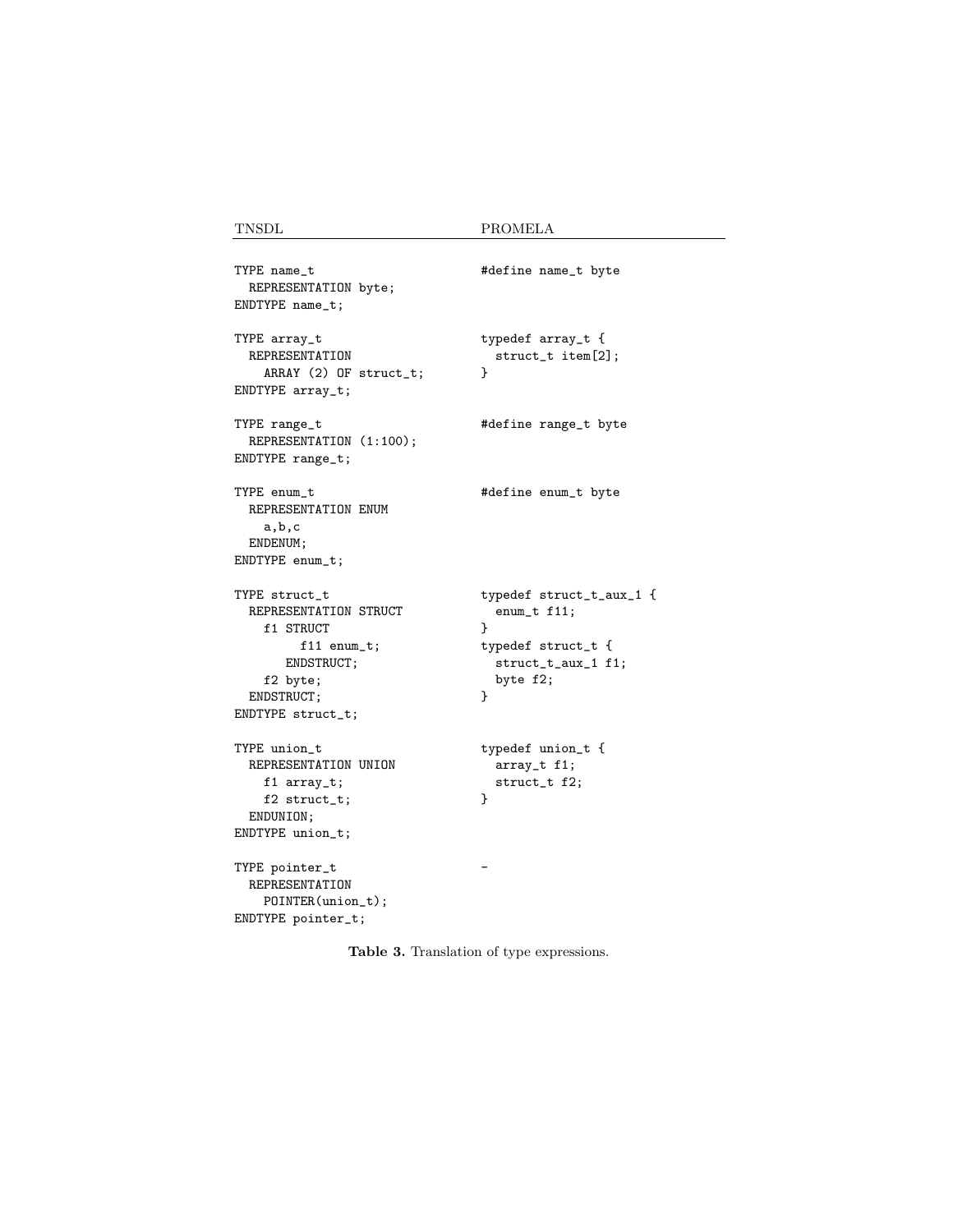| TNSDL | PROMELA |
| --- | --- |
| `TYPE name_t`<br>`  REPRESENTATION byte;`<br>`ENDTYPE name_t;` | `#define name_t byte` |
| `TYPE array_t`<br>`  REPRESENTATION`<br>`    ARRAY (2) OF struct_t;`<br>`ENDTYPE array_t;` | `typedef array_t {`<br>`  struct_t item[2];`<br>`}` |
| `TYPE range_t`<br>`  REPRESENTATION (1:100);`<br>`ENDTYPE range_t;` | `#define range_t byte` |
| `TYPE enum_t`<br>`  REPRESENTATION ENUM`<br>`    a,b,c`<br>`  ENDENUM;`<br>`ENDTYPE enum_t;` | `#define enum_t byte` |
| `TYPE struct_t`<br>`  REPRESENTATION STRUCT`<br>`    f1 STRUCT`<br>`         f11 enum_t;`<br>`       ENDSTRUCT;`<br>`    f2 byte;`<br>`  ENDSTRUCT;`<br>`ENDTYPE struct_t;` | `typedef struct_t_aux_1 {`<br>`  enum_t f11;`<br>`}`<br>`typedef struct_t {`<br>`  struct_t_aux_1 f1;`<br>`  byte f2;`<br>`}` |
| `TYPE union_t`<br>`  REPRESENTATION UNION`<br>`    f1 array_t;`<br>`    f2 struct_t;`<br>`  ENDUNION;`<br>`ENDTYPE union_t;` | `typedef union_t {`<br>`  array_t f1;`<br>`  struct_t f2;`<br>`}` |
| `TYPE pointer_t`<br>`  REPRESENTATION`<br>`    POINTER(union_t);`<br>`ENDTYPE pointer_t;` | - |

**Table 3.** Translation of type expressions.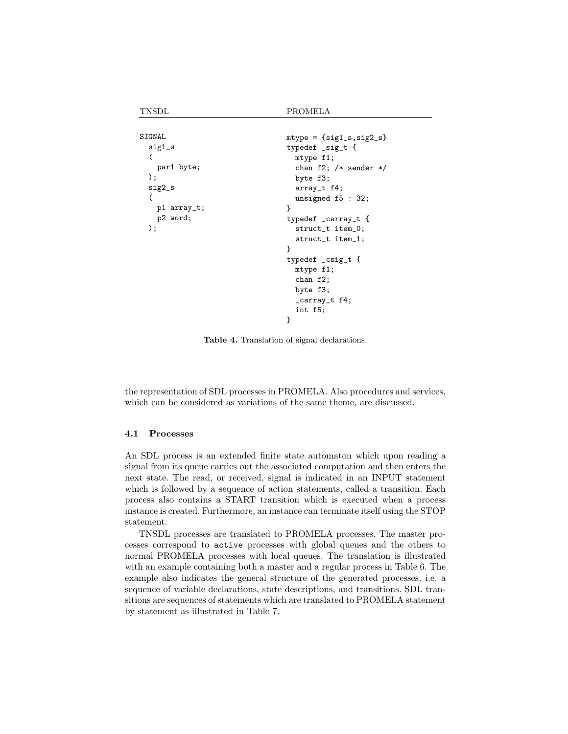| TNSDL | PROMELA |
|---|---|
| <pre>SIGNAL<br>  sig1_s<br>  (<br>    par1 byte;<br>  );<br>  sig2_s<br>  (<br>    p1 array_t;<br>    p2 word;<br>  );</pre> | <pre>mtype = {sig1_s,sig2_s}<br>typedef _sig_t {<br>  mtype f1;<br>  chan f2; /* sender */<br>  byte f3;<br>  array_t f4;<br>  unsigned f5 : 32;<br>}<br>typedef _carray_t {<br>  struct_t item_0;<br>  struct_t item_1;<br>}<br>typedef _csig_t {<br>  mtype f1;<br>  chan f2;<br>  byte f3;<br>  _carray_t f4;<br>  int f5;<br>}</pre> |

**Table 4.** Translation of signal declarations.

the representation of SDL processes in PROMELA. Also procedures and services, which can be considered as variations of the same theme, are discussed.

### 4.1 Processes

An SDL process is an extended finite state automaton which upon reading a signal from its queue carries out the associated computation and then enters the next state. The read, or received, signal is indicated in an INPUT statement which is followed by a sequence of action statements, called a transition. Each process also contains a START transition which is executed when a process instance is created. Furthermore, an instance can terminate itself using the STOP statement.

TNSDL processes are translated to PROMELA processes. The master processes correspond to `active` processes with global queues and the others to normal PROMELA processes with local queues. The translation is illustrated with an example containing both a master and a regular process in Table 6. The example also indicates the general structure of the generated processes, i.e. a sequence of variable declarations, state descriptions, and transitions. SDL transitions are sequences of statements which are translated to PROMELA statement by statement as illustrated in Table 7.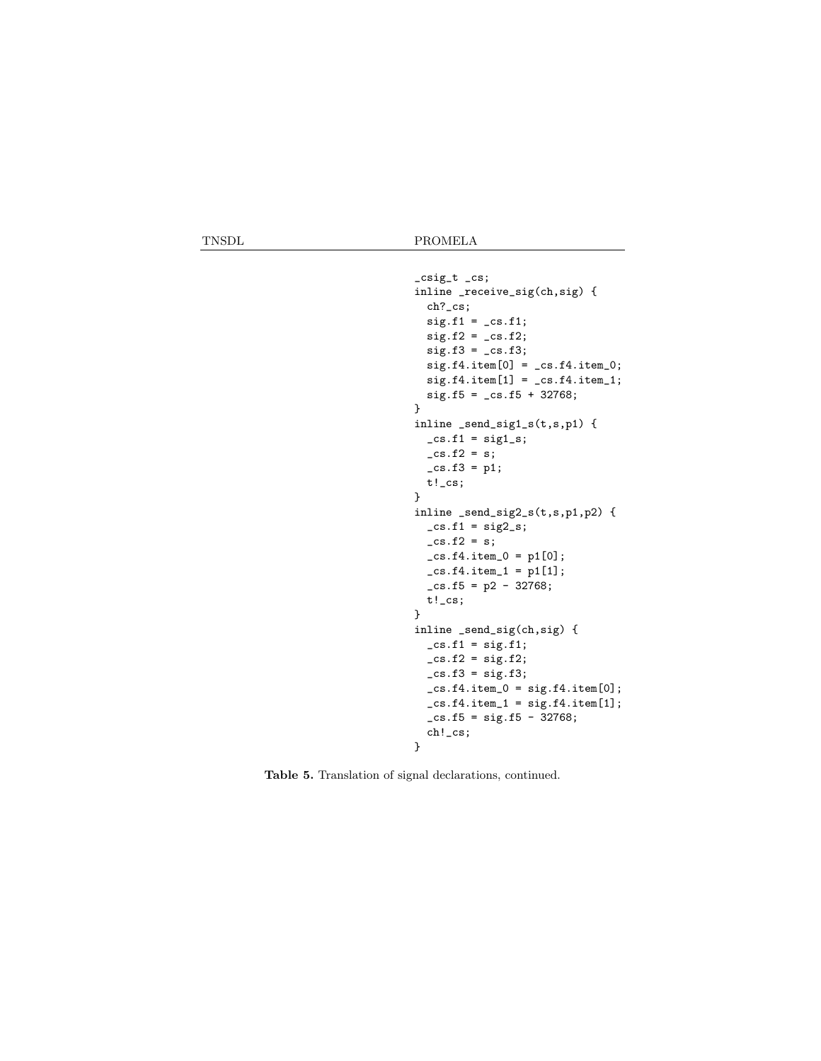| TNSDL | PROMELA |
| --- | --- |
| | `_csig_t _cs;`<br>`inline _receive_sig(ch,sig) {`<br>`  ch?_cs;`<br>`  sig.f1 = _cs.f1;`<br>`  sig.f2 = _cs.f2;`<br>`  sig.f3 = _cs.f3;`<br>`  sig.f4.item[0] = _cs.f4.item_0;`<br>`  sig.f4.item[1] = _cs.f4.item_1;`<br>`  sig.f5 = _cs.f5 + 32768;`<br>`}`<br>`inline _send_sig1_s(t,s,p1) {`<br>`  _cs.f1 = sig1_s;`<br>`  _cs.f2 = s;`<br>`  _cs.f3 = p1;`<br>`  t!_cs;`<br>`}`<br>`inline _send_sig2_s(t,s,p1,p2) {`<br>`  _cs.f1 = sig2_s;`<br>`  _cs.f2 = s;`<br>`  _cs.f4.item_0 = p1[0];`<br>`  _cs.f4.item_1 = p1[1];`<br>`  _cs.f5 = p2 - 32768;`<br>`  t!_cs;`<br>`}`<br>`inline _send_sig(ch,sig) {`<br>`  _cs.f1 = sig.f1;`<br>`  _cs.f2 = sig.f2;`<br>`  _cs.f3 = sig.f3;`<br>`  _cs.f4.item_0 = sig.f4.item[0];`<br>`  _cs.f4.item_1 = sig.f4.item[1];`<br>`  _cs.f5 = sig.f5 - 32768;`<br>`  ch!_cs;`<br>`}` |

**Table 5.** Translation of signal declarations, continued.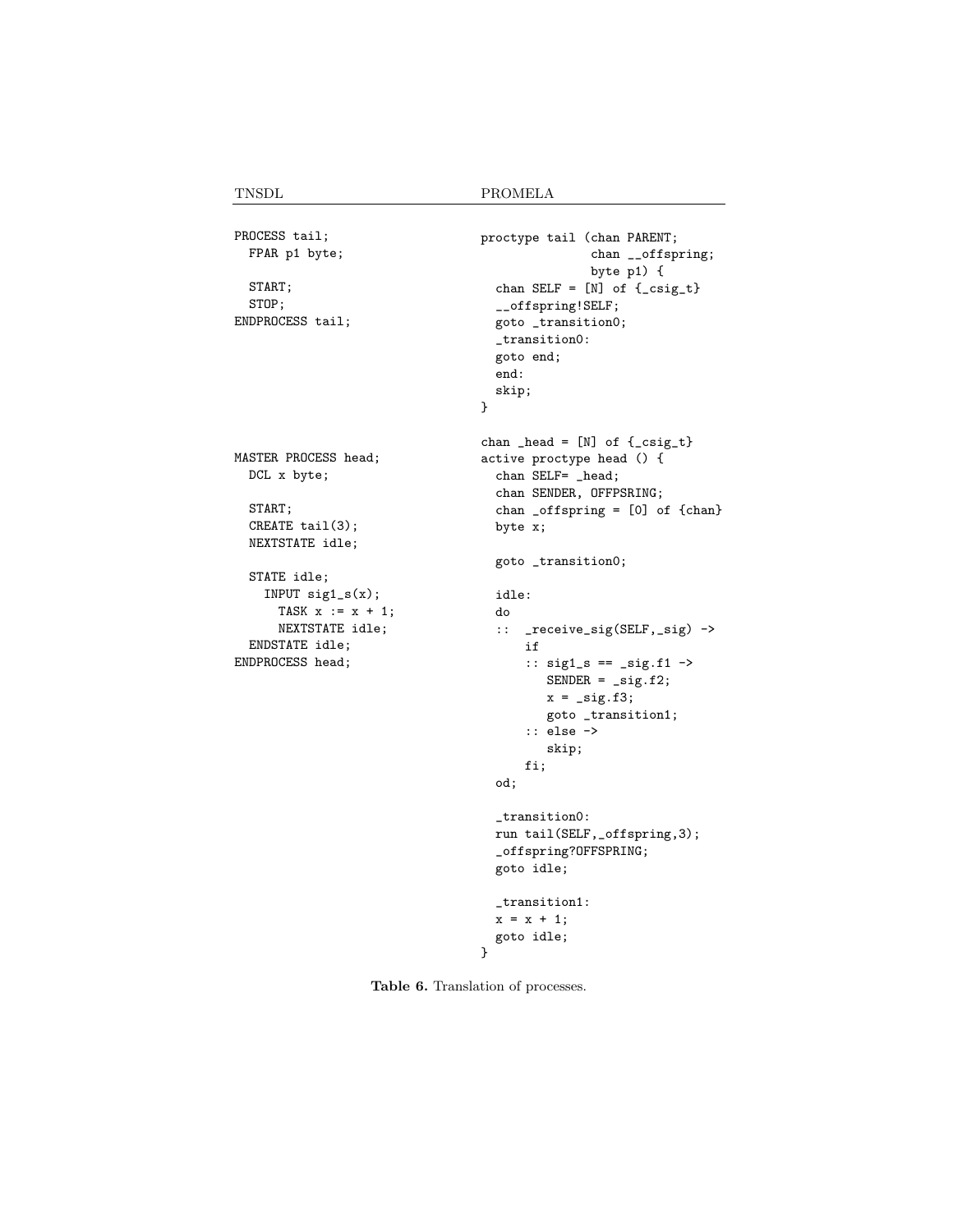| TNSDL | PROMELA |
| --- | --- |
| <pre>PROCESS tail;<br>  FPAR p1 byte;<br><br>  START;<br>  STOP;<br>ENDPROCESS tail;</pre> | <pre>proctype tail (chan PARENT;<br>               chan __offspring;<br>               byte p1) {<br>  chan SELF = [N] of {_csig_t}<br>  __offspring!SELF;<br>  goto _transition0;<br>  _transition0:<br>  goto end;<br>  end:<br>  skip;<br>}</pre> |
| <pre>MASTER PROCESS head;<br>  DCL x byte;<br><br>  START;<br>  CREATE tail(3);<br>  NEXTSTATE idle;<br><br>  STATE idle;<br>    INPUT sig1_s(x);<br>      TASK x := x + 1;<br>      NEXTSTATE idle;<br>  ENDSTATE idle;<br>ENDPROCESS head;</pre> | <pre>chan _head = [N] of {_csig_t}<br>active proctype head () {<br>  chan SELF= _head;<br>  chan SENDER, OFFPSRING;<br>  chan _offspring = [0] of {chan}<br>  byte x;<br><br>  goto _transition0;<br><br>  idle:<br>  do<br>  ::  _receive_sig(SELF,_sig) -><br>      if<br>      :: sig1_s == _sig.f1 -><br>         SENDER = _sig.f2;<br>         x = _sig.f3;<br>         goto _transition1;<br>      :: else -><br>         skip;<br>      fi;<br>  od;<br><br>  _transition0:<br>  run tail(SELF,_offspring,3);<br>  _offspring?OFFSPRING;<br>  goto idle;<br><br>  _transition1:<br>  x = x + 1;<br>  goto idle;<br>}</pre> |

**Table 6.** Translation of processes.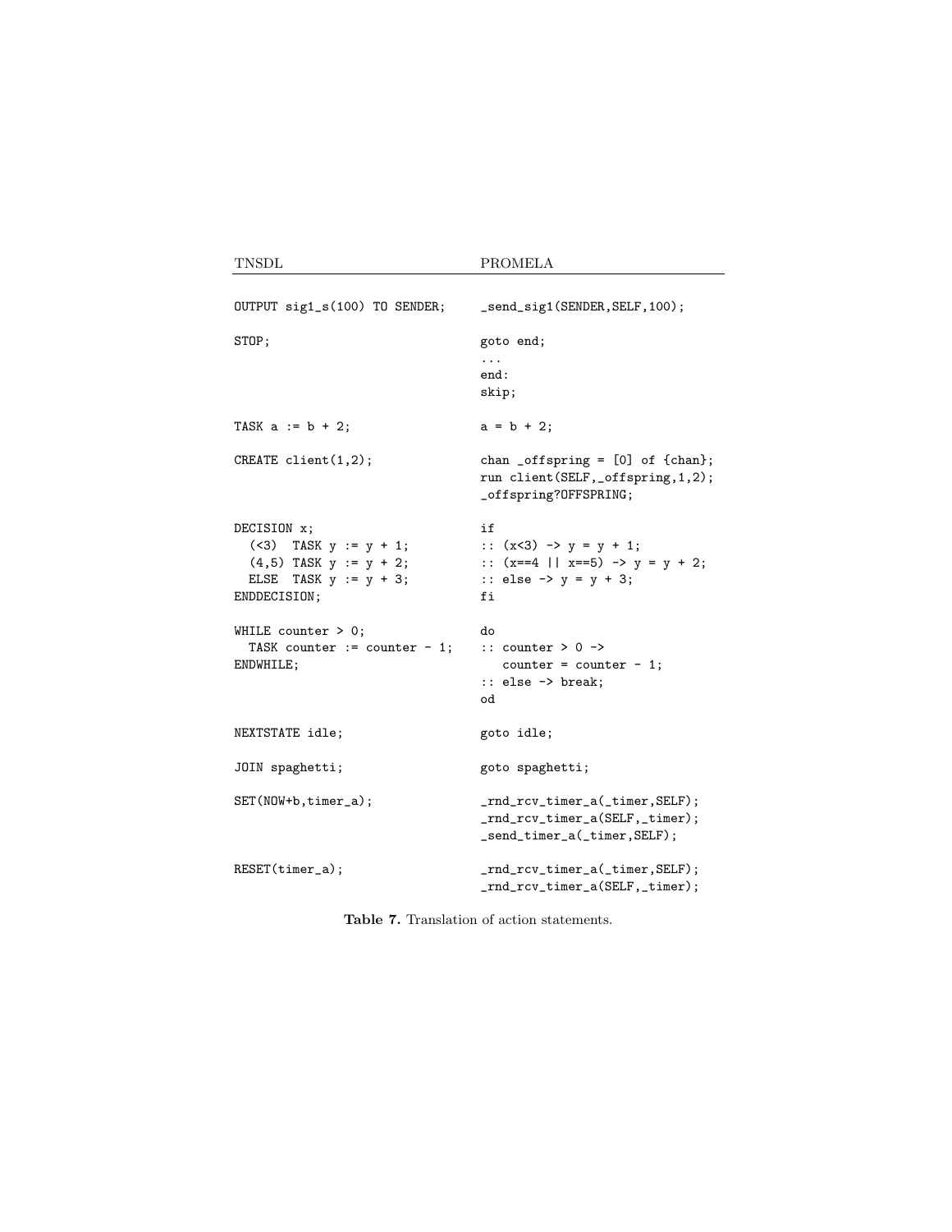| TNSDL | PROMELA |
| --- | --- |
| `OUTPUT sig1_s(100) TO SENDER;` | `_send_sig1(SENDER,SELF,100);` |
| `STOP;` | `goto end;`<br>`...`<br>`end:`<br>`skip;` |
| `TASK a := b + 2;` | `a = b + 2;` |
| `CREATE client(1,2);` | `chan _offspring = [0] of {chan};`<br>`run client(SELF,_offspring,1,2);`<br>`_offspring?OFFSPRING;` |
| `DECISION x;`<br>`  (<3)  TASK y := y + 1;`<br>`  (4,5) TASK y := y + 2;`<br>`  ELSE  TASK y := y + 3;`<br>`ENDDECISION;` | `if`<br>`:: (x<3) -> y = y + 1;`<br>`:: (x==4 \|\| x==5) -> y = y + 2;`<br>`:: else -> y = y + 3;`<br>`fi` |
| `WHILE counter > 0;`<br>`  TASK counter := counter - 1;`<br>`ENDWHILE;` | `do`<br>`:: counter > 0 ->`<br>`   counter = counter - 1;`<br>`:: else -> break;`<br>`od` |
| `NEXTSTATE idle;` | `goto idle;` |
| `JOIN spaghetti;` | `goto spaghetti;` |
| `SET(NOW+b,timer_a);` | `_rnd_rcv_timer_a(_timer,SELF);`<br>`_rnd_rcv_timer_a(SELF,_timer);`<br>`_send_timer_a(_timer,SELF);` |
| `RESET(timer_a);` | `_rnd_rcv_timer_a(_timer,SELF);`<br>`_rnd_rcv_timer_a(SELF,_timer);` |

**Table 7.** Translation of action statements.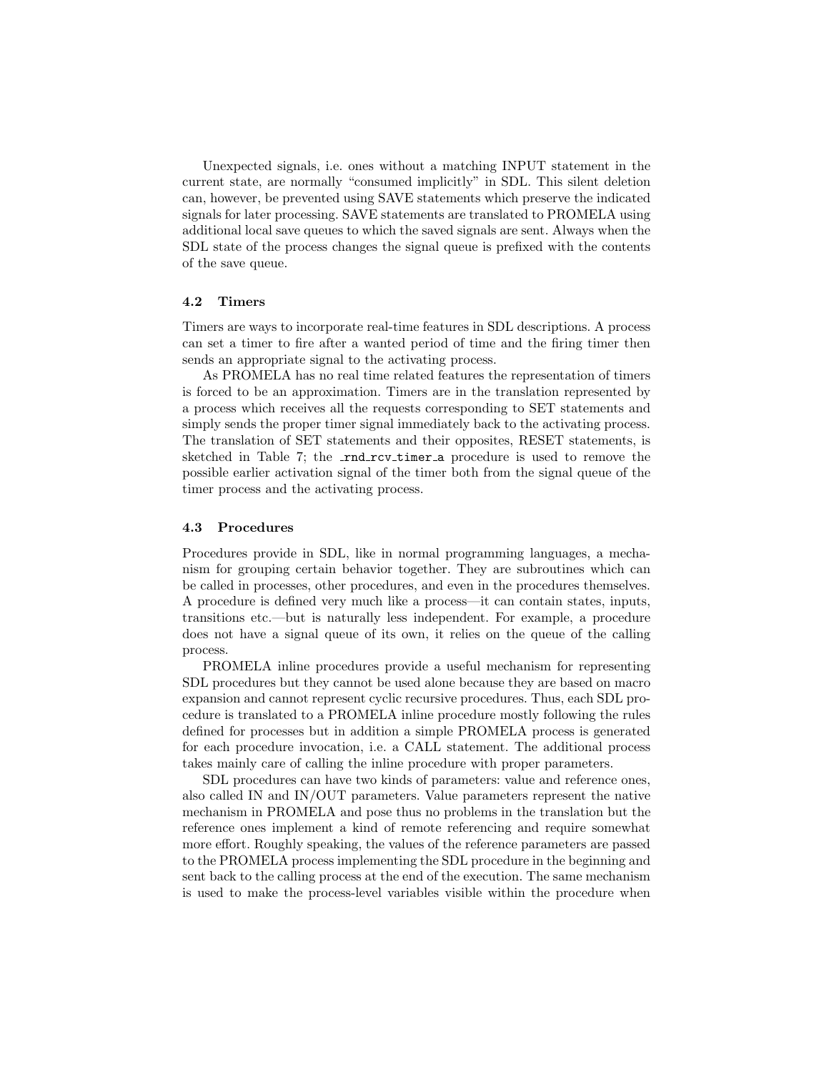Unexpected signals, i.e. ones without a matching INPUT statement in the current state, are normally "consumed implicitly" in SDL. This silent deletion can, however, be prevented using SAVE statements which preserve the indicated signals for later processing. SAVE statements are translated to PROMELA using additional local save queues to which the saved signals are sent. Always when the SDL state of the process changes the signal queue is prefixed with the contents of the save queue.

### 4.2 Timers

Timers are ways to incorporate real-time features in SDL descriptions. A process can set a timer to fire after a wanted period of time and the firing timer then sends an appropriate signal to the activating process.

As PROMELA has no real time related features the representation of timers is forced to be an approximation. Timers are in the translation represented by a process which receives all the requests corresponding to SET statements and simply sends the proper timer signal immediately back to the activating process. The translation of SET statements and their opposites, RESET statements, is sketched in Table 7; the `_rnd_rcv_timer_a` procedure is used to remove the possible earlier activation signal of the timer both from the signal queue of the timer process and the activating process.

### 4.3 Procedures

Procedures provide in SDL, like in normal programming languages, a mechanism for grouping certain behavior together. They are subroutines which can be called in processes, other procedures, and even in the procedures themselves. A procedure is defined very much like a process—it can contain states, inputs, transitions etc.—but is naturally less independent. For example, a procedure does not have a signal queue of its own, it relies on the queue of the calling process.

PROMELA inline procedures provide a useful mechanism for representing SDL procedures but they cannot be used alone because they are based on macro expansion and cannot represent cyclic recursive procedures. Thus, each SDL procedure is translated to a PROMELA inline procedure mostly following the rules defined for processes but in addition a simple PROMELA process is generated for each procedure invocation, i.e. a CALL statement. The additional process takes mainly care of calling the inline procedure with proper parameters.

SDL procedures can have two kinds of parameters: value and reference ones, also called IN and IN/OUT parameters. Value parameters represent the native mechanism in PROMELA and pose thus no problems in the translation but the reference ones implement a kind of remote referencing and require somewhat more effort. Roughly speaking, the values of the reference parameters are passed to the PROMELA process implementing the SDL procedure in the beginning and sent back to the calling process at the end of the execution. The same mechanism is used to make the process-level variables visible within the procedure when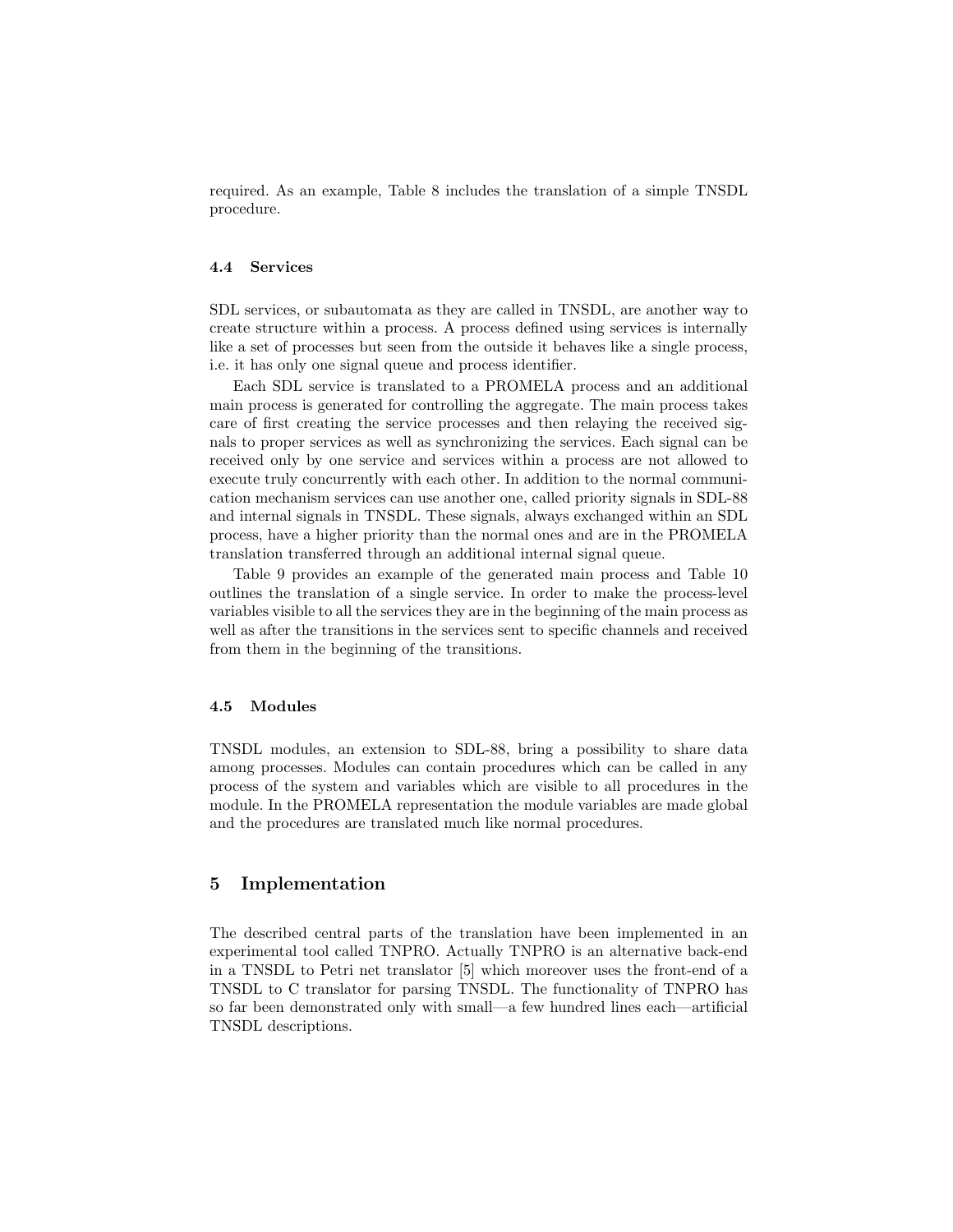required. As an example, Table 8 includes the translation of a simple TNSDL procedure.

### 4.4 Services

SDL services, or subautomata as they are called in TNSDL, are another way to create structure within a process. A process defined using services is internally like a set of processes but seen from the outside it behaves like a single process, i.e. it has only one signal queue and process identifier.

Each SDL service is translated to a PROMELA process and an additional main process is generated for controlling the aggregate. The main process takes care of first creating the service processes and then relaying the received signals to proper services as well as synchronizing the services. Each signal can be received only by one service and services within a process are not allowed to execute truly concurrently with each other. In addition to the normal communication mechanism services can use another one, called priority signals in SDL-88 and internal signals in TNSDL. These signals, always exchanged within an SDL process, have a higher priority than the normal ones and are in the PROMELA translation transferred through an additional internal signal queue.

Table 9 provides an example of the generated main process and Table 10 outlines the translation of a single service. In order to make the process-level variables visible to all the services they are in the beginning of the main process as well as after the transitions in the services sent to specific channels and received from them in the beginning of the transitions.

### 4.5 Modules

TNSDL modules, an extension to SDL-88, bring a possibility to share data among processes. Modules can contain procedures which can be called in any process of the system and variables which are visible to all procedures in the module. In the PROMELA representation the module variables are made global and the procedures are translated much like normal procedures.

## 5 Implementation

The described central parts of the translation have been implemented in an experimental tool called TNPRO. Actually TNPRO is an alternative back-end in a TNSDL to Petri net translator [5] which moreover uses the front-end of a TNSDL to C translator for parsing TNSDL. The functionality of TNPRO has so far been demonstrated only with small—a few hundred lines each—artificial TNSDL descriptions.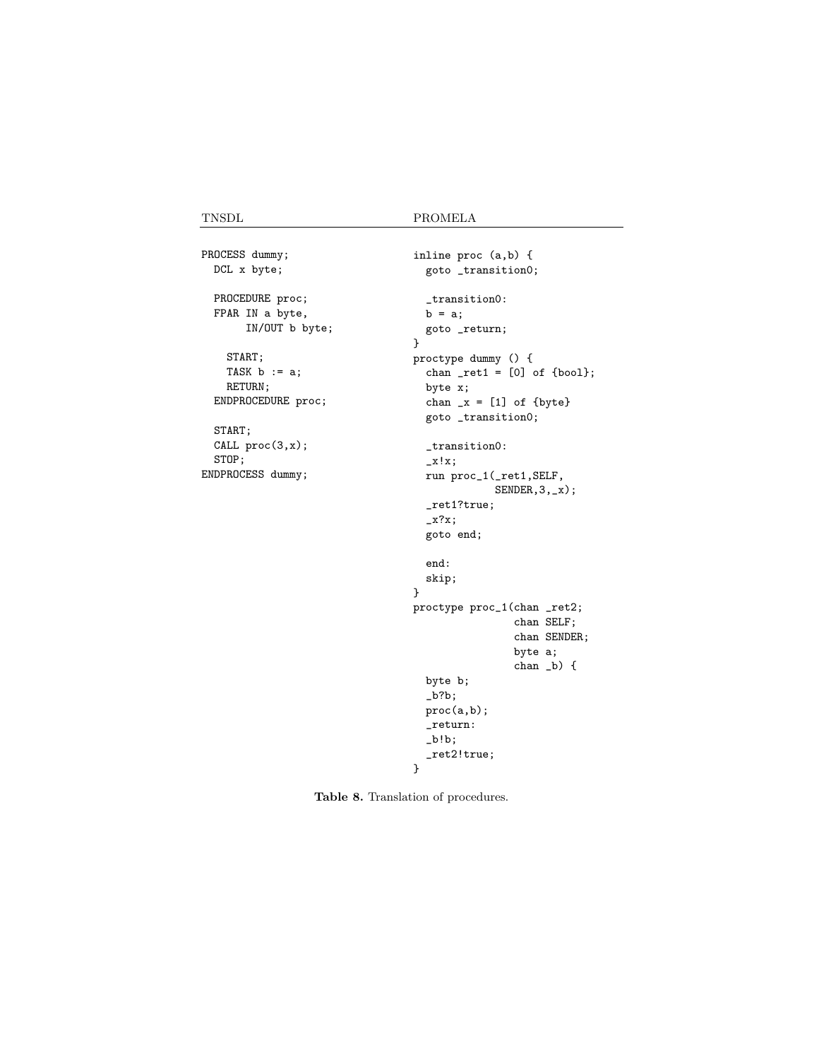| TNSDL | PROMELA |
|---|---|
| <pre>PROCESS dummy;<br>  DCL x byte;<br><br>  PROCEDURE proc;<br>  FPAR IN a byte,<br>       IN/OUT b byte;<br><br>    START;<br>    TASK b := a;<br>    RETURN;<br>  ENDPROCEDURE proc;<br><br>  START;<br>  CALL proc(3,x);<br>  STOP;<br>ENDPROCESS dummy;</pre> | <pre>inline proc (a,b) {<br>  goto _transition0;<br><br>  _transition0:<br>  b = a;<br>  goto _return;<br>}<br>proctype dummy () {<br>  chan _ret1 = [0] of {bool};<br>  byte x;<br>  chan _x = [1] of {byte}<br>  goto _transition0;<br><br>  _transition0:<br>  _x!x;<br>  run proc_1(_ret1,SELF,<br>             SENDER,3,_x);<br>  _ret1?true;<br>  _x?x;<br>  goto end;<br><br>  end:<br>  skip;<br>}<br>proctype proc_1(chan _ret2;<br>                chan SELF;<br>                chan SENDER;<br>                byte a;<br>                chan _b) {<br>  byte b;<br>  _b?b;<br>  proc(a,b);<br>  _return:<br>  _b!b;<br>  _ret2!true;<br>}</pre> |

**Table 8.** Translation of procedures.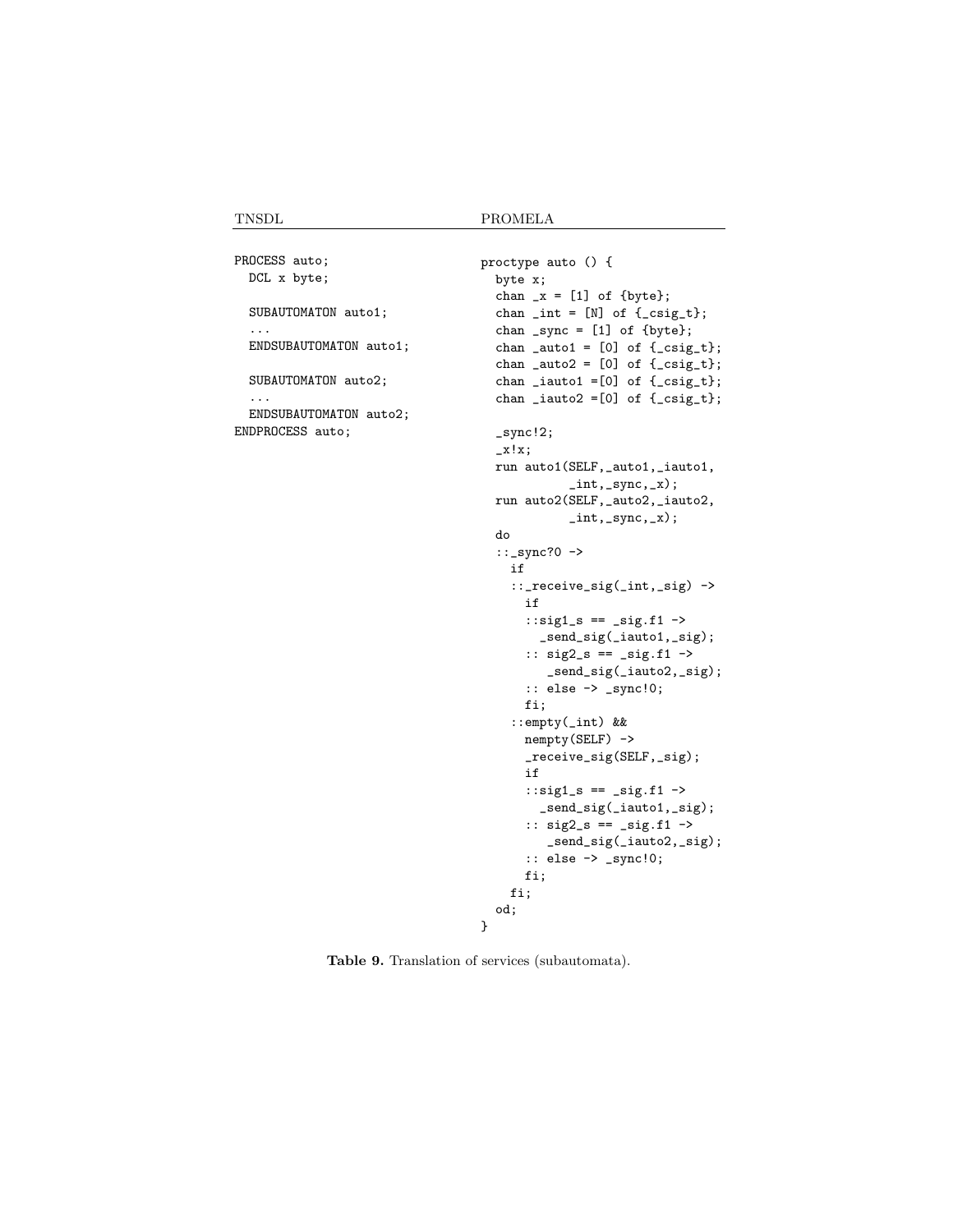| TNSDL | PROMELA |
|---|---|
| <pre>PROCESS auto;<br>  DCL x byte;<br><br>  SUBAUTOMATON auto1;<br>  ...<br>  ENDSUBAUTOMATON auto1;<br><br>  SUBAUTOMATON auto2;<br>  ...<br>  ENDSUBAUTOMATON auto2;<br>ENDPROCESS auto;</pre> | <pre>proctype auto () {<br>  byte x;<br>  chan _x = [1] of {byte};<br>  chan _int = [N] of {_csig_t};<br>  chan _sync = [1] of {byte};<br>  chan _auto1 = [0] of {_csig_t};<br>  chan _auto2 = [0] of {_csig_t};<br>  chan _iauto1 =[0] of {_csig_t};<br>  chan _iauto2 =[0] of {_csig_t};<br><br>  _sync!2;<br>  _x!x;<br>  run auto1(SELF,_auto1,_iauto1,<br>           _int,_sync,_x);<br>  run auto2(SELF,_auto2,_iauto2,<br>           _int,_sync,_x);<br>  do<br>  ::_sync?0 -><br>    if<br>    ::_receive_sig(_int,_sig) -><br>      if<br>      ::sig1_s == _sig.f1 -><br>        _send_sig(_iauto1,_sig);<br>      :: sig2_s == _sig.f1 -><br>         _send_sig(_iauto2,_sig);<br>      :: else -> _sync!0;<br>      fi;<br>    ::empty(_int) &&<br>      nempty(SELF) -><br>      _receive_sig(SELF,_sig);<br>      if<br>      ::sig1_s == _sig.f1 -><br>        _send_sig(_iauto1,_sig);<br>      :: sig2_s == _sig.f1 -><br>         _send_sig(_iauto2,_sig);<br>      :: else -> _sync!0;<br>      fi;<br>    fi;<br>  od;<br>}</pre> |

**Table 9.** Translation of services (subautomata).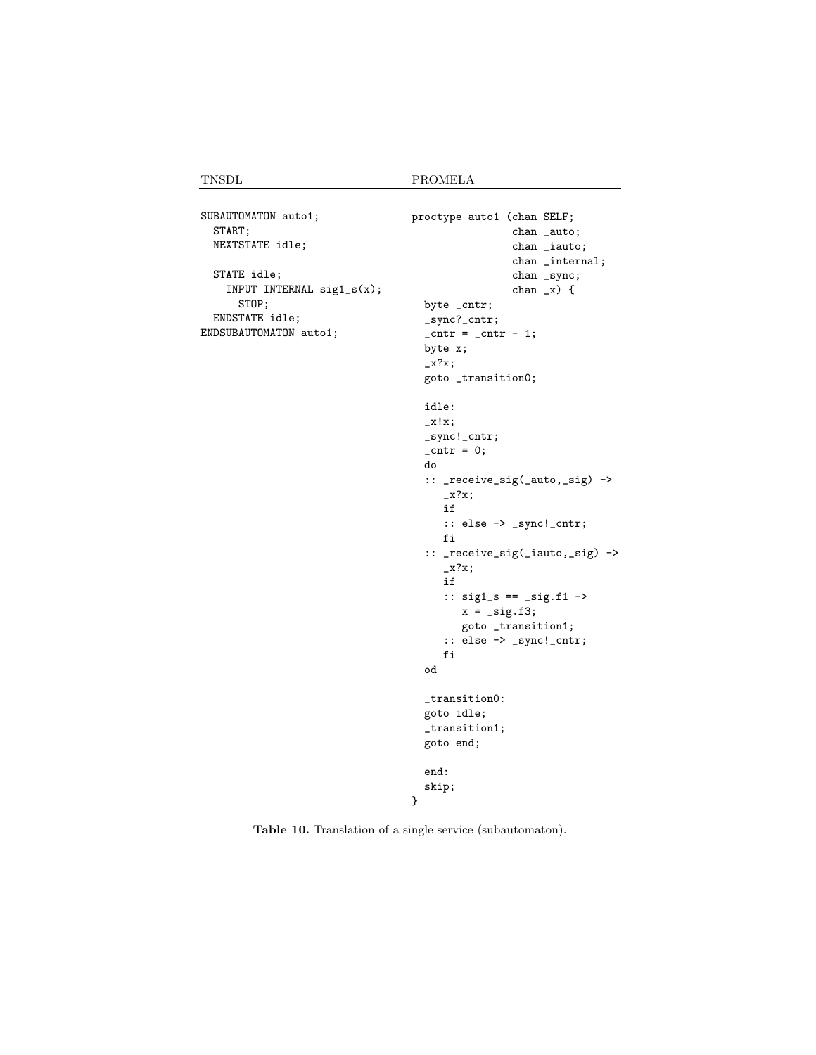| TNSDL | PROMELA |
|---|---|
| <pre>SUBAUTOMATON auto1;<br>  START;<br>  NEXTSTATE idle;<br><br>  STATE idle;<br>    INPUT INTERNAL sig1_s(x);<br>      STOP;<br>  ENDSTATE idle;<br>ENDSUBAUTOMATON auto1;</pre> | <pre>proctype auto1 (chan SELF;<br>                chan _auto;<br>                chan _iauto;<br>                chan _internal;<br>                chan _sync;<br>                chan _x) {<br>  byte _cntr;<br>  _sync?_cntr;<br>  _cntr = _cntr - 1;<br>  byte x;<br>  _x?x;<br>  goto _transition0;<br><br>  idle:<br>  _x!x;<br>  _sync!_cntr;<br>  _cntr = 0;<br>  do<br>  :: _receive_sig(_auto,_sig) -><br>     _x?x;<br>     if<br>     :: else -> _sync!_cntr;<br>     fi<br>  :: _receive_sig(_iauto,_sig) -><br>     _x?x;<br>     if<br>     :: sig1_s == _sig.f1 -><br>        x = _sig.f3;<br>        goto _transition1;<br>     :: else -> _sync!_cntr;<br>     fi<br>  od<br><br>  _transition0:<br>  goto idle;<br>  _transition1;<br>  goto end;<br><br>  end:<br>  skip;<br>}</pre> |

**Table 10.** Translation of a single service (subautomaton).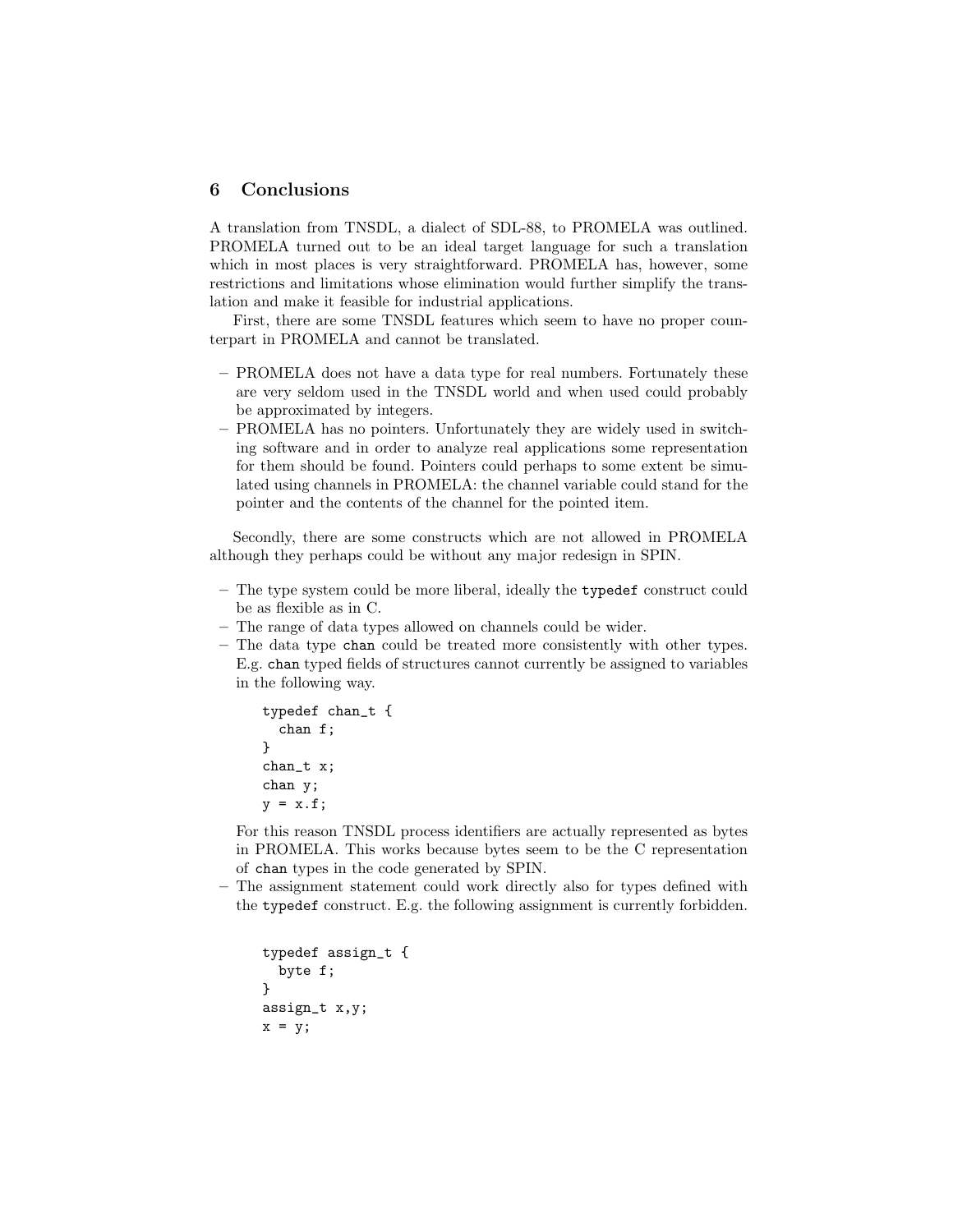## 6 Conclusions

A translation from TNSDL, a dialect of SDL-88, to PROMELA was outlined. PROMELA turned out to be an ideal target language for such a translation which in most places is very straightforward. PROMELA has, however, some restrictions and limitations whose elimination would further simplify the translation and make it feasible for industrial applications.

First, there are some TNSDL features which seem to have no proper counterpart in PROMELA and cannot be translated.

- PROMELA does not have a data type for real numbers. Fortunately these are very seldom used in the TNSDL world and when used could probably be approximated by integers.
- PROMELA has no pointers. Unfortunately they are widely used in switching software and in order to analyze real applications some representation for them should be found. Pointers could perhaps to some extent be simulated using channels in PROMELA: the channel variable could stand for the pointer and the contents of the channel for the pointed item.

Secondly, there are some constructs which are not allowed in PROMELA although they perhaps could be without any major redesign in SPIN.

- The type system could be more liberal, ideally the `typedef` construct could be as flexible as in C.
- The range of data types allowed on channels could be wider.
- The data type `chan` could be treated more consistently with other types. E.g. `chan` typed fields of structures cannot currently be assigned to variables in the following way.

  ```
  typedef chan_t {
    chan f;
  }
  chan_t x;
  chan y;
  y = x.f;
  ```

  For this reason TNSDL process identifiers are actually represented as bytes in PROMELA. This works because bytes seem to be the C representation of `chan` types in the code generated by SPIN.
- The assignment statement could work directly also for types defined with the `typedef` construct. E.g. the following assignment is currently forbidden.

  ```
  typedef assign_t {
    byte f;
  }
  assign_t x,y;
  x = y;
  ```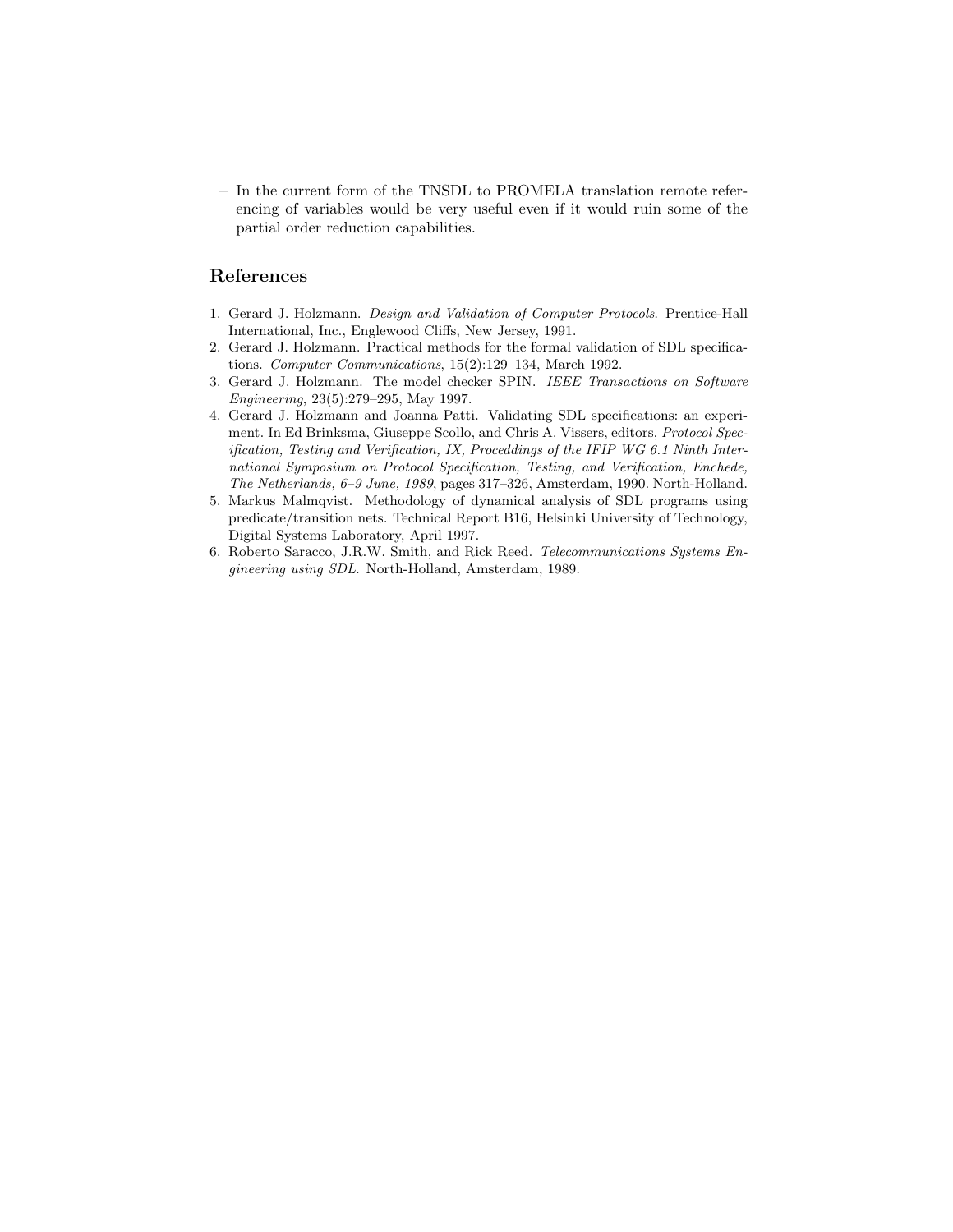– In the current form of the TNSDL to PROMELA translation remote referencing of variables would be very useful even if it would ruin some of the partial order reduction capabilities.

## References

1. Gerard J. Holzmann. *Design and Validation of Computer Protocols*. Prentice-Hall International, Inc., Englewood Cliffs, New Jersey, 1991.
2. Gerard J. Holzmann. Practical methods for the formal validation of SDL specifications. *Computer Communications*, 15(2):129–134, March 1992.
3. Gerard J. Holzmann. The model checker SPIN. *IEEE Transactions on Software Engineering*, 23(5):279–295, May 1997.
4. Gerard J. Holzmann and Joanna Patti. Validating SDL specifications: an experiment. In Ed Brinksma, Giuseppe Scollo, and Chris A. Vissers, editors, *Protocol Specification, Testing and Verification, IX, Proceddings of the IFIP WG 6.1 Ninth International Symposium on Protocol Specification, Testing, and Verification, Enchede, The Netherlands, 6–9 June, 1989*, pages 317–326, Amsterdam, 1990. North-Holland.
5. Markus Malmqvist. Methodology of dynamical analysis of SDL programs using predicate/transition nets. Technical Report B16, Helsinki University of Technology, Digital Systems Laboratory, April 1997.
6. Roberto Saracco, J.R.W. Smith, and Rick Reed. *Telecommunications Systems Engineering using SDL*. North-Holland, Amsterdam, 1989.